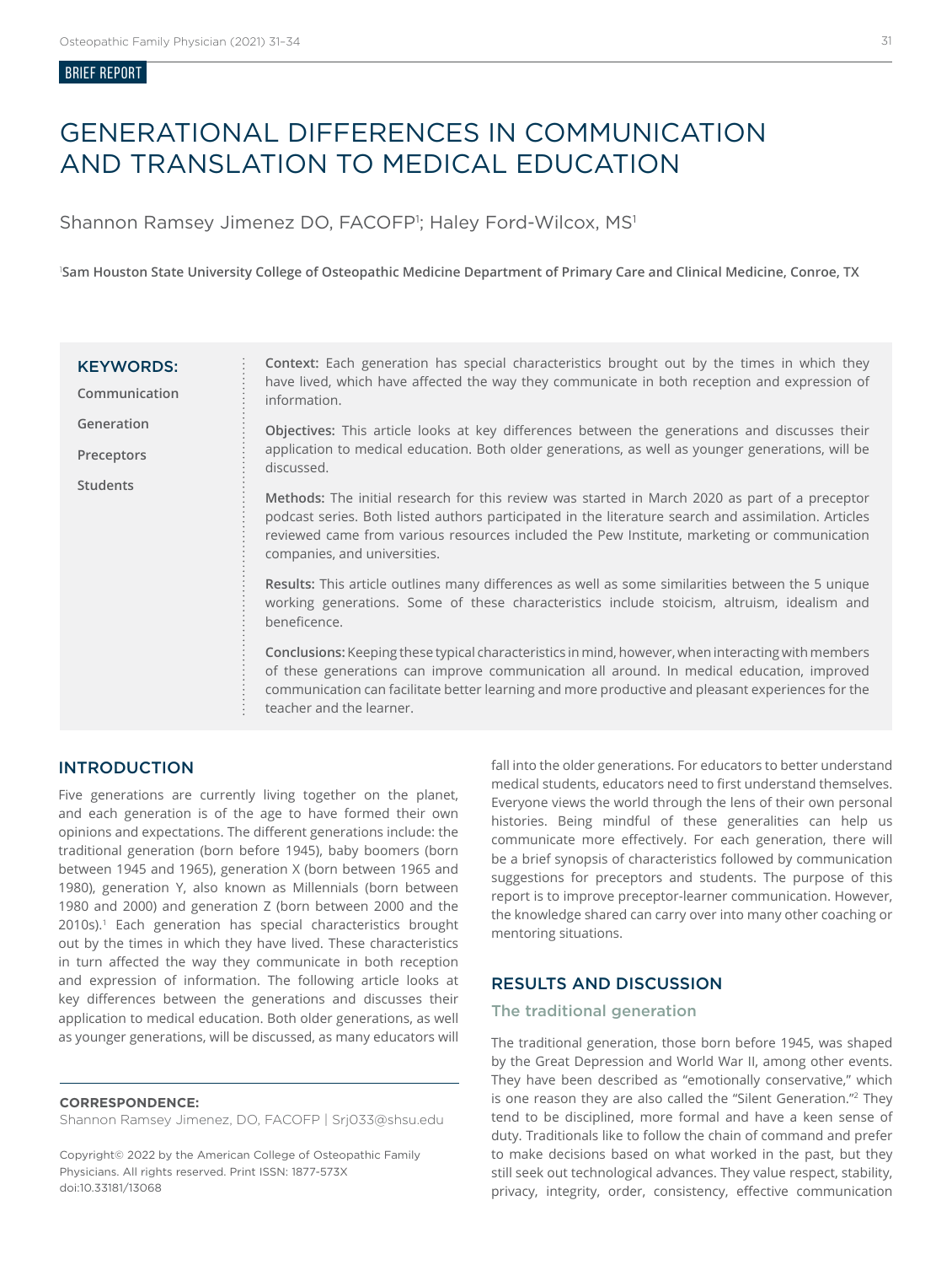BRIEF REPORT

# GENERATIONAL DIFFERENCES IN COMMUNICATION AND TRANSLATION TO MEDICAL EDUCATION

Shannon Ramsey Jimenez DO, FACOFP[1]; Haley Ford-Wilcox, MS[1]

[1]Sam Houston State University College of Osteopathic Medicine Department of Primary Care and Clinical Medicine, Conroe, TX

**KEYWORDS:**

Communication

Generation

Preceptors

Students

**Context:** Each generation has special characteristics brought out by the times in which they have lived, which have affected the way they communicate in both reception and expression of information.

**Objectives:** This article looks at key differences between the generations and discusses their application to medical education. Both older generations, as well as younger generations, will be discussed.

**Methods:** The initial research for this review was started in March 2020 as part of a preceptor podcast series. Both listed authors participated in the literature search and assimilation. Articles reviewed came from various resources included the Pew Institute, marketing or communication companies, and universities.

**Results:** This article outlines many differences as well as some similarities between the 5 unique working generations. Some of these characteristics include stoicism, altruism, idealism and beneficence.

**Conclusions:** Keeping these typical characteristics in mind, however, when interacting with members of these generations can improve communication all around. In medical education, improved communication can facilitate better learning and more productive and pleasant experiences for the teacher and the learner.

## INTRODUCTION

Five generations are currently living together on the planet, and each generation is of the age to have formed their own opinions and expectations. The different generations include: the traditional generation (born before 1945), baby boomers (born between 1945 and 1965), generation X (born between 1965 and 1980), generation Y, also known as Millennials (born between 1980 and 2000) and generation Z (born between 2000 and the 2010s).[1] Each generation has special characteristics brought out by the times in which they have lived. These characteristics in turn affected the way they communicate in both reception and expression of information. The following article looks at key differences between the generations and discusses their application to medical education. Both older generations, as well as younger generations, will be discussed, as many educators will fall into the older generations. For educators to better understand medical students, educators need to first understand themselves. Everyone views the world through the lens of their own personal histories. Being mindful of these generalities can help us communicate more effectively. For each generation, there will be a brief synopsis of characteristics followed by communication suggestions for preceptors and students. The purpose of this report is to improve preceptor-learner communication. However, the knowledge shared can carry over into many other coaching or mentoring situations.

**CORRESPONDENCE:**
Shannon Ramsey Jimenez, DO, FACOFP | Srj033@shsu.edu

Copyright© 2022 by the American College of Osteopathic Family Physicians. All rights reserved. Print ISSN: 1877-573X
doi:10.33181/13068

## RESULTS AND DISCUSSION

### The traditional generation

The traditional generation, those born before 1945, was shaped by the Great Depression and World War II, among other events. They have been described as "emotionally conservative," which is one reason they are also called the "Silent Generation."[2] They tend to be disciplined, more formal and have a keen sense of duty. Traditionals like to follow the chain of command and prefer to make decisions based on what worked in the past, but they still seek out technological advances. They value respect, stability, privacy, integrity, order, consistency, effective communication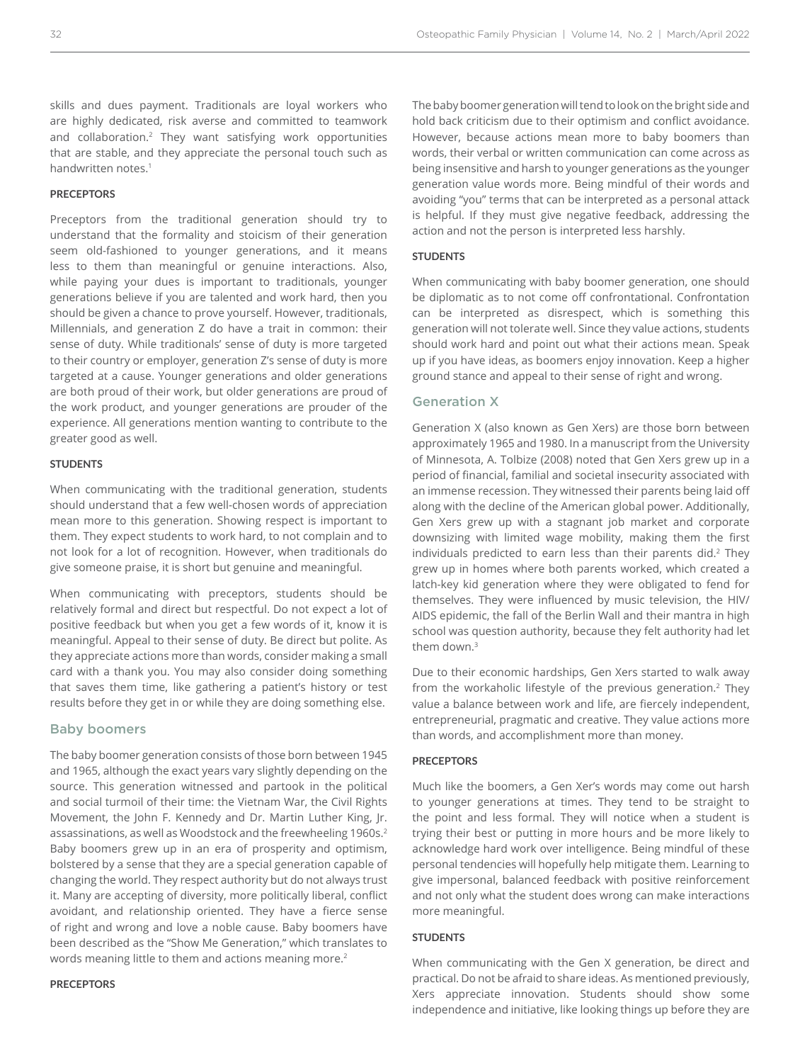skills and dues payment. Traditionals are loyal workers who are highly dedicated, risk averse and committed to teamwork and collaboration.[2] They want satisfying work opportunities that are stable, and they appreciate the personal touch such as handwritten notes.[1]

#### PRECEPTORS

Preceptors from the traditional generation should try to understand that the formality and stoicism of their generation seem old-fashioned to younger generations, and it means less to them than meaningful or genuine interactions. Also, while paying your dues is important to traditionals, younger generations believe if you are talented and work hard, then you should be given a chance to prove yourself. However, traditionals, Millennials, and generation Z do have a trait in common: their sense of duty. While traditionals' sense of duty is more targeted to their country or employer, generation Z's sense of duty is more targeted at a cause. Younger generations and older generations are both proud of their work, but older generations are proud of the work product, and younger generations are prouder of the experience. All generations mention wanting to contribute to the greater good as well.

#### STUDENTS

When communicating with the traditional generation, students should understand that a few well-chosen words of appreciation mean more to this generation. Showing respect is important to them. They expect students to work hard, to not complain and to not look for a lot of recognition. However, when traditionals do give someone praise, it is short but genuine and meaningful.

When communicating with preceptors, students should be relatively formal and direct but respectful. Do not expect a lot of positive feedback but when you get a few words of it, know it is meaningful. Appeal to their sense of duty. Be direct but polite. As they appreciate actions more than words, consider making a small card with a thank you. You may also consider doing something that saves them time, like gathering a patient's history or test results before they get in or while they are doing something else.

### Baby boomers

The baby boomer generation consists of those born between 1945 and 1965, although the exact years vary slightly depending on the source. This generation witnessed and partook in the political and social turmoil of their time: the Vietnam War, the Civil Rights Movement, the John F. Kennedy and Dr. Martin Luther King, Jr. assassinations, as well as Woodstock and the freewheeling 1960s.[2] Baby boomers grew up in an era of prosperity and optimism, bolstered by a sense that they are a special generation capable of changing the world. They respect authority but do not always trust it. Many are accepting of diversity, more politically liberal, conflict avoidant, and relationship oriented. They have a fierce sense of right and wrong and love a noble cause. Baby boomers have been described as the "Show Me Generation," which translates to words meaning little to them and actions meaning more.[2]

#### PRECEPTORS

The baby boomer generation will tend to look on the bright side and hold back criticism due to their optimism and conflict avoidance. However, because actions mean more to baby boomers than words, their verbal or written communication can come across as being insensitive and harsh to younger generations as the younger generation value words more. Being mindful of their words and avoiding "you" terms that can be interpreted as a personal attack is helpful. If they must give negative feedback, addressing the action and not the person is interpreted less harshly.

#### STUDENTS

When communicating with baby boomer generation, one should be diplomatic as to not come off confrontational. Confrontation can be interpreted as disrespect, which is something this generation will not tolerate well. Since they value actions, students should work hard and point out what their actions mean. Speak up if you have ideas, as boomers enjoy innovation. Keep a higher ground stance and appeal to their sense of right and wrong.

### Generation X

Generation X (also known as Gen Xers) are those born between approximately 1965 and 1980. In a manuscript from the University of Minnesota, A. Tolbize (2008) noted that Gen Xers grew up in a period of financial, familial and societal insecurity associated with an immense recession. They witnessed their parents being laid off along with the decline of the American global power. Additionally, Gen Xers grew up with a stagnant job market and corporate downsizing with limited wage mobility, making them the first individuals predicted to earn less than their parents did.[2] They grew up in homes where both parents worked, which created a latch-key kid generation where they were obligated to fend for themselves. They were influenced by music television, the HIV/AIDS epidemic, the fall of the Berlin Wall and their mantra in high school was question authority, because they felt authority had let them down.[3]

Due to their economic hardships, Gen Xers started to walk away from the workaholic lifestyle of the previous generation.[2] They value a balance between work and life, are fiercely independent, entrepreneurial, pragmatic and creative. They value actions more than words, and accomplishment more than money.

#### PRECEPTORS

Much like the boomers, a Gen Xer's words may come out harsh to younger generations at times. They tend to be straight to the point and less formal. They will notice when a student is trying their best or putting in more hours and be more likely to acknowledge hard work over intelligence. Being mindful of these personal tendencies will hopefully help mitigate them. Learning to give impersonal, balanced feedback with positive reinforcement and not only what the student does wrong can make interactions more meaningful.

#### STUDENTS

When communicating with the Gen X generation, be direct and practical. Do not be afraid to share ideas. As mentioned previously, Xers appreciate innovation. Students should show some independence and initiative, like looking things up before they are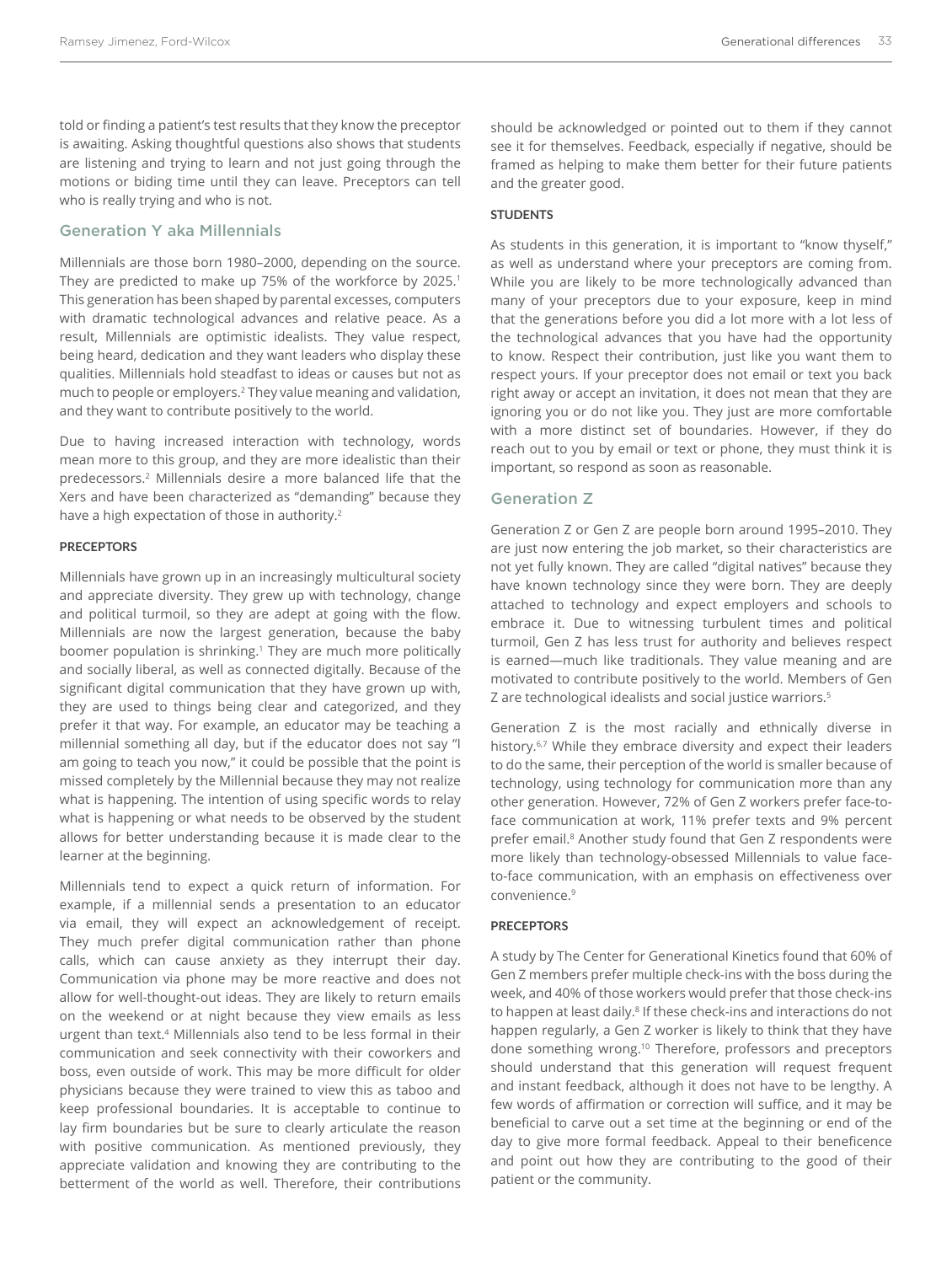told or finding a patient's test results that they know the preceptor is awaiting. Asking thoughtful questions also shows that students are listening and trying to learn and not just going through the motions or biding time until they can leave. Preceptors can tell who is really trying and who is not.

## Generation Y aka Millennials

Millennials are those born 1980–2000, depending on the source. They are predicted to make up 75% of the workforce by 2025.[1] This generation has been shaped by parental excesses, computers with dramatic technological advances and relative peace. As a result, Millennials are optimistic idealists. They value respect, being heard, dedication and they want leaders who display these qualities. Millennials hold steadfast to ideas or causes but not as much to people or employers.[2] They value meaning and validation, and they want to contribute positively to the world.

Due to having increased interaction with technology, words mean more to this group, and they are more idealistic than their predecessors.[2] Millennials desire a more balanced life that the Xers and have been characterized as "demanding" because they have a high expectation of those in authority.[2]

### PRECEPTORS

Millennials have grown up in an increasingly multicultural society and appreciate diversity. They grew up with technology, change and political turmoil, so they are adept at going with the flow. Millennials are now the largest generation, because the baby boomer population is shrinking.[1] They are much more politically and socially liberal, as well as connected digitally. Because of the significant digital communication that they have grown up with, they are used to things being clear and categorized, and they prefer it that way. For example, an educator may be teaching a millennial something all day, but if the educator does not say "I am going to teach you now," it could be possible that the point is missed completely by the Millennial because they may not realize what is happening. The intention of using specific words to relay what is happening or what needs to be observed by the student allows for better understanding because it is made clear to the learner at the beginning.

Millennials tend to expect a quick return of information. For example, if a millennial sends a presentation to an educator via email, they will expect an acknowledgement of receipt. They much prefer digital communication rather than phone calls, which can cause anxiety as they interrupt their day. Communication via phone may be more reactive and does not allow for well-thought-out ideas. They are likely to return emails on the weekend or at night because they view emails as less urgent than text.[4] Millennials also tend to be less formal in their communication and seek connectivity with their coworkers and boss, even outside of work. This may be more difficult for older physicians because they were trained to view this as taboo and keep professional boundaries. It is acceptable to continue to lay firm boundaries but be sure to clearly articulate the reason with positive communication. As mentioned previously, they appreciate validation and knowing they are contributing to the betterment of the world as well. Therefore, their contributions should be acknowledged or pointed out to them if they cannot see it for themselves. Feedback, especially if negative, should be framed as helping to make them better for their future patients and the greater good.

### STUDENTS

As students in this generation, it is important to "know thyself," as well as understand where your preceptors are coming from. While you are likely to be more technologically advanced than many of your preceptors due to your exposure, keep in mind that the generations before you did a lot more with a lot less of the technological advances that you have had the opportunity to know. Respect their contribution, just like you want them to respect yours. If your preceptor does not email or text you back right away or accept an invitation, it does not mean that they are ignoring you or do not like you. They just are more comfortable with a more distinct set of boundaries. However, if they do reach out to you by email or text or phone, they must think it is important, so respond as soon as reasonable.

## Generation Z

Generation Z or Gen Z are people born around 1995–2010. They are just now entering the job market, so their characteristics are not yet fully known. They are called "digital natives" because they have known technology since they were born. They are deeply attached to technology and expect employers and schools to embrace it. Due to witnessing turbulent times and political turmoil, Gen Z has less trust for authority and believes respect is earned—much like traditionals. They value meaning and are motivated to contribute positively to the world. Members of Gen Z are technological idealists and social justice warriors.[5]

Generation Z is the most racially and ethnically diverse in history.[6,7] While they embrace diversity and expect their leaders to do the same, their perception of the world is smaller because of technology, using technology for communication more than any other generation. However, 72% of Gen Z workers prefer face-to-face communication at work, 11% prefer texts and 9% percent prefer email.[8] Another study found that Gen Z respondents were more likely than technology-obsessed Millennials to value face-to-face communication, with an emphasis on effectiveness over convenience.[9]

### PRECEPTORS

A study by The Center for Generational Kinetics found that 60% of Gen Z members prefer multiple check-ins with the boss during the week, and 40% of those workers would prefer that those check-ins to happen at least daily.[8] If these check-ins and interactions do not happen regularly, a Gen Z worker is likely to think that they have done something wrong.[10] Therefore, professors and preceptors should understand that this generation will request frequent and instant feedback, although it does not have to be lengthy. A few words of affirmation or correction will suffice, and it may be beneficial to carve out a set time at the beginning or end of the day to give more formal feedback. Appeal to their beneficence and point out how they are contributing to the good of their patient or the community.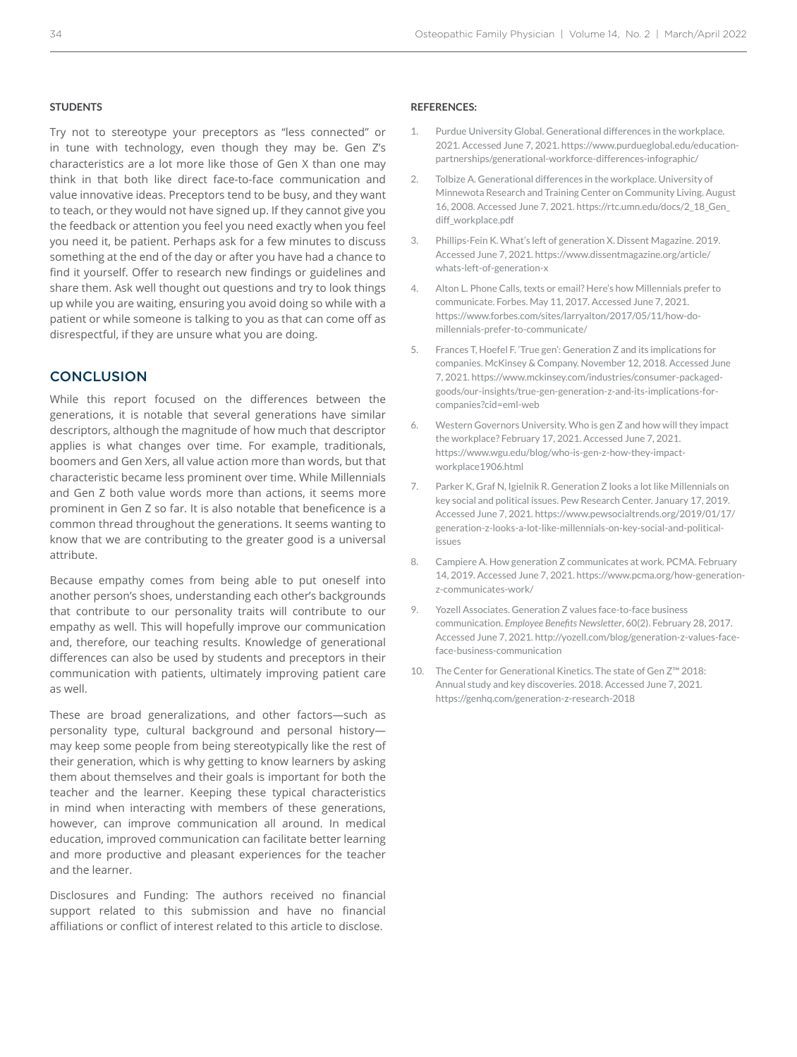### STUDENTS

Try not to stereotype your preceptors as "less connected" or in tune with technology, even though they may be. Gen Z's characteristics are a lot more like those of Gen X than one may think in that both like direct face-to-face communication and value innovative ideas. Preceptors tend to be busy, and they want to teach, or they would not have signed up. If they cannot give you the feedback or attention you feel you need exactly when you feel you need it, be patient. Perhaps ask for a few minutes to discuss something at the end of the day or after you have had a chance to find it yourself. Offer to research new findings or guidelines and share them. Ask well thought out questions and try to look things up while you are waiting, ensuring you avoid doing so while with a patient or while someone is talking to you as that can come off as disrespectful, if they are unsure what you are doing.

## CONCLUSION

While this report focused on the differences between the generations, it is notable that several generations have similar descriptors, although the magnitude of how much that descriptor applies is what changes over time. For example, traditionals, boomers and Gen Xers, all value action more than words, but that characteristic became less prominent over time. While Millennials and Gen Z both value words more than actions, it seems more prominent in Gen Z so far. It is also notable that beneficence is a common thread throughout the generations. It seems wanting to know that we are contributing to the greater good is a universal attribute.

Because empathy comes from being able to put oneself into another person's shoes, understanding each other's backgrounds that contribute to our personality traits will contribute to our empathy as well. This will hopefully improve our communication and, therefore, our teaching results. Knowledge of generational differences can also be used by students and preceptors in their communication with patients, ultimately improving patient care as well.

These are broad generalizations, and other factors—such as personality type, cultural background and personal history—may keep some people from being stereotypically like the rest of their generation, which is why getting to know learners by asking them about themselves and their goals is important for both the teacher and the learner. Keeping these typical characteristics in mind when interacting with members of these generations, however, can improve communication all around. In medical education, improved communication can facilitate better learning and more productive and pleasant experiences for the teacher and the learner.

Disclosures and Funding: The authors received no financial support related to this submission and have no financial affiliations or conflict of interest related to this article to disclose.

### REFERENCES:

1. Purdue University Global. Generational differences in the workplace. 2021. Accessed June 7, 2021. https://www.purdueglobal.edu/education-partnerships/generational-workforce-differences-infographic/
2. Tolbize A. Generational differences in the workplace. University of Minnewota Research and Training Center on Community Living. August 16, 2008. Accessed June 7, 2021. https://rtc.umn.edu/docs/2_18_Gen_diff_workplace.pdf
3. Phillips-Fein K. What's left of generation X. Dissent Magazine. 2019. Accessed June 7, 2021. https://www.dissentmagazine.org/article/whats-left-of-generation-x
4. Alton L. Phone Calls, texts or email? Here's how Millennials prefer to communicate. Forbes. May 11, 2017. Accessed June 7, 2021. https://www.forbes.com/sites/larryalton/2017/05/11/how-do-millennials-prefer-to-communicate/
5. Frances T, Hoefel F. 'True gen': Generation Z and its implications for companies. McKinsey & Company. November 12, 2018. Accessed June 7, 2021. https://www.mckinsey.com/industries/consumer-packaged-goods/our-insights/true-gen-generation-z-and-its-implications-for-companies?cid=eml-web
6. Western Governors University. Who is gen Z and how will they impact the workplace? February 17, 2021. Accessed June 7, 2021. https://www.wgu.edu/blog/who-is-gen-z-how-they-impact-workplace1906.html
7. Parker K, Graf N, Igielnik R. Generation Z looks a lot like Millennials on key social and political issues. Pew Research Center. January 17, 2019. Accessed June 7, 2021. https://www.pewsocialtrends.org/2019/01/17/generation-z-looks-a-lot-like-millennials-on-key-social-and-political-issues
8. Campiere A. How generation Z communicates at work. PCMA. February 14, 2019. Accessed June 7, 2021. https://www.pcma.org/how-generation-z-communicates-work/
9. Yozell Associates. Generation Z values face-to-face business communication. *Employee Benefits Newsletter*, 60(2). February 28, 2017. Accessed June 7, 2021. http://yozell.com/blog/generation-z-values-face-face-business-communication
10. The Center for Generational Kinetics. The state of Gen Z™ 2018: Annual study and key discoveries. 2018. Accessed June 7, 2021. https://genhq.com/generation-z-research-2018